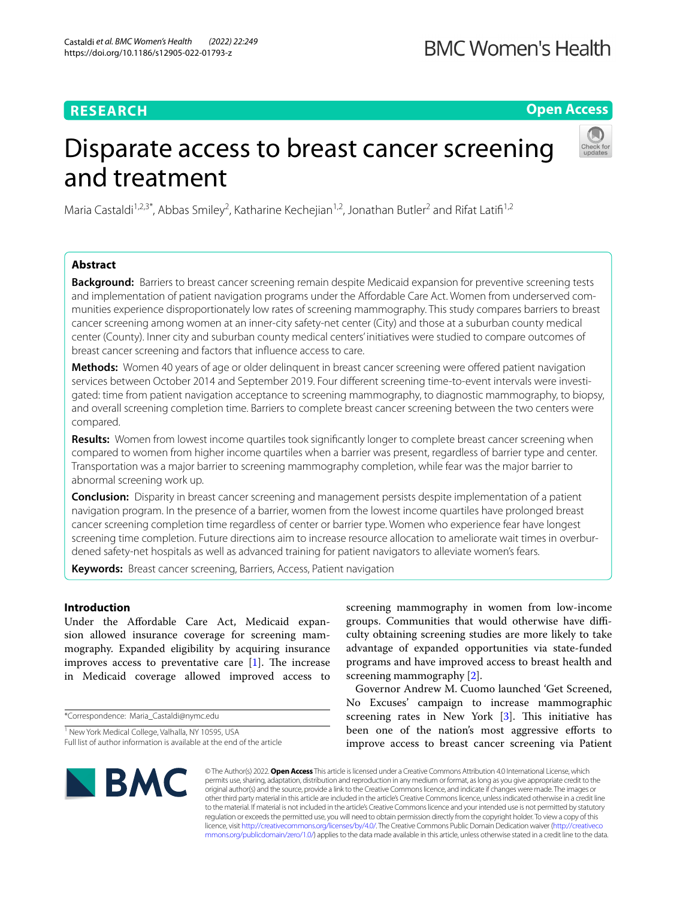**RESEARCH** **Open Access**

# Disparate access to breast cancer screening and treatment

Maria Castaldi[1,2,3*], Abbas Smiley[2], Katharine Kechejian[1,2], Jonathan Butler[2] and Rifat Latifi[1,2]

## Abstract

**Background:** Barriers to breast cancer screening remain despite Medicaid expansion for preventive screening tests and implementation of patient navigation programs under the Affordable Care Act. Women from underserved communities experience disproportionately low rates of screening mammography. This study compares barriers to breast cancer screening among women at an inner-city safety-net center (City) and those at a suburban county medical center (County). Inner city and suburban county medical centers' initiatives were studied to compare outcomes of breast cancer screening and factors that influence access to care.

**Methods:** Women 40 years of age or older delinquent in breast cancer screening were offered patient navigation services between October 2014 and September 2019. Four different screening time-to-event intervals were investigated: time from patient navigation acceptance to screening mammography, to diagnostic mammography, to biopsy, and overall screening completion time. Barriers to complete breast cancer screening between the two centers were compared.

**Results:** Women from lowest income quartiles took significantly longer to complete breast cancer screening when compared to women from higher income quartiles when a barrier was present, regardless of barrier type and center. Transportation was a major barrier to screening mammography completion, while fear was the major barrier to abnormal screening work up.

**Conclusion:** Disparity in breast cancer screening and management persists despite implementation of a patient navigation program. In the presence of a barrier, women from the lowest income quartiles have prolonged breast cancer screening completion time regardless of center or barrier type. Women who experience fear have longest screening time completion. Future directions aim to increase resource allocation to ameliorate wait times in overburdened safety-net hospitals as well as advanced training for patient navigators to alleviate women's fears.

**Keywords:** Breast cancer screening, Barriers, Access, Patient navigation

## Introduction

Under the Affordable Care Act, Medicaid expansion allowed insurance coverage for screening mammography. Expanded eligibility by acquiring insurance improves access to preventative care [1]. The increase in Medicaid coverage allowed improved access to screening mammography in women from low-income groups. Communities that would otherwise have difficulty obtaining screening studies are more likely to take advantage of expanded opportunities via state-funded programs and have improved access to breast health and screening mammography [2].

Governor Andrew M. Cuomo launched 'Get Screened, No Excuses' campaign to increase mammographic screening rates in New York [3]. This initiative has been one of the nation's most aggressive efforts to improve access to breast cancer screening via Patient

*Correspondence: Maria_Castaldi@nymc.edu

[1] New York Medical College, Valhalla, NY 10595, USA

Full list of author information is available at the end of the article

© The Author(s) 2022. **Open Access** This article is licensed under a Creative Commons Attribution 4.0 International License, which permits use, sharing, adaptation, distribution and reproduction in any medium or format, as long as you give appropriate credit to the original author(s) and the source, provide a link to the Creative Commons licence, and indicate if changes were made. The images or other third party material in this article are included in the article's Creative Commons licence, unless indicated otherwise in a credit line to the material. If material is not included in the article's Creative Commons licence and your intended use is not permitted by statutory regulation or exceeds the permitted use, you will need to obtain permission directly from the copyright holder. To view a copy of this licence, visit http://creativecommons.org/licenses/by/4.0/. The Creative Commons Public Domain Dedication waiver (http://creativecommons.org/publicdomain/zero/1.0/) applies to the data made available in this article, unless otherwise stated in a credit line to the data.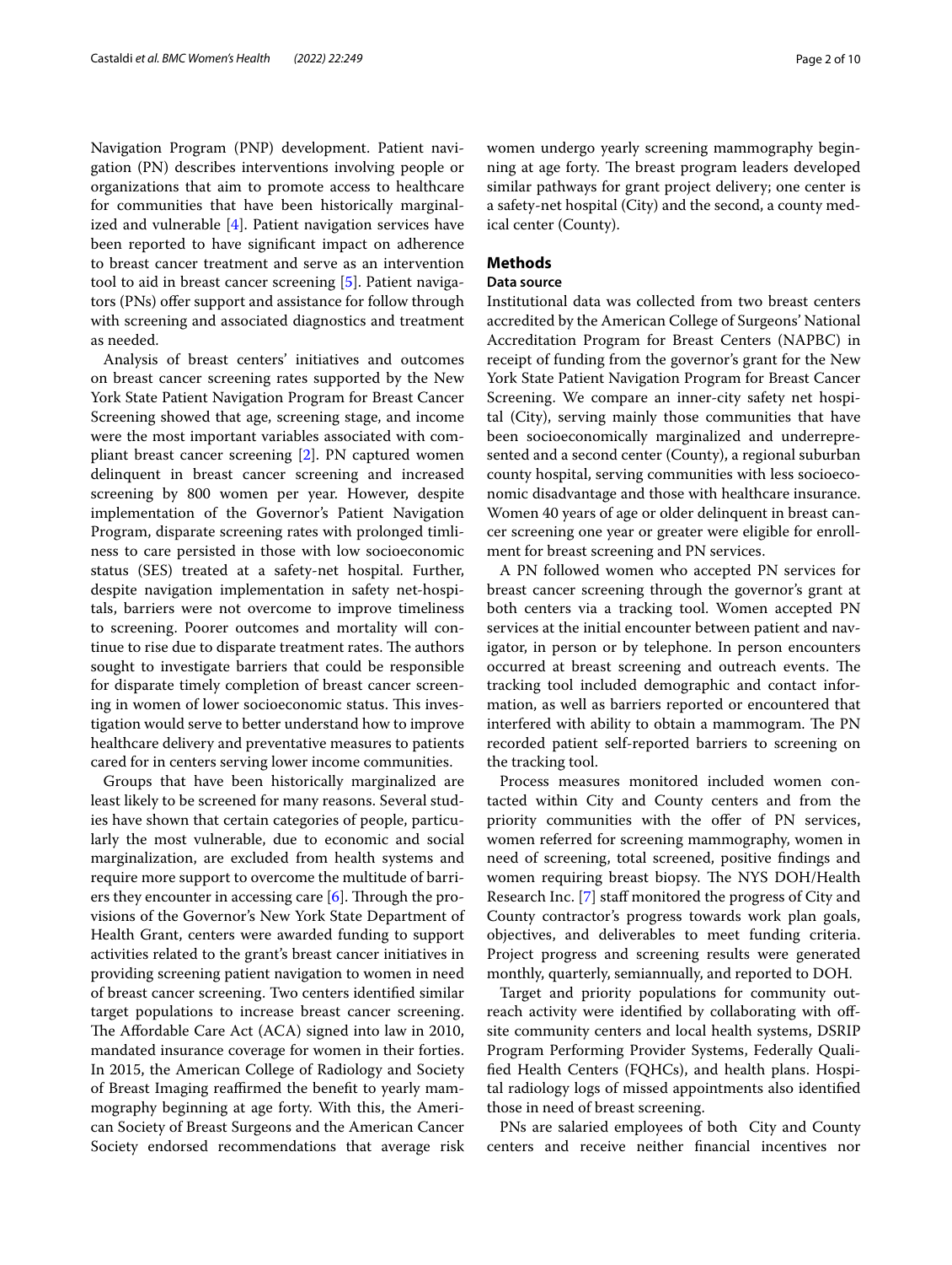Navigation Program (PNP) development. Patient navigation (PN) describes interventions involving people or organizations that aim to promote access to healthcare for communities that have been historically marginalized and vulnerable [4]. Patient navigation services have been reported to have significant impact on adherence to breast cancer treatment and serve as an intervention tool to aid in breast cancer screening [5]. Patient navigators (PNs) offer support and assistance for follow through with screening and associated diagnostics and treatment as needed.

Analysis of breast centers' initiatives and outcomes on breast cancer screening rates supported by the New York State Patient Navigation Program for Breast Cancer Screening showed that age, screening stage, and income were the most important variables associated with compliant breast cancer screening [2]. PN captured women delinquent in breast cancer screening and increased screening by 800 women per year. However, despite implementation of the Governor's Patient Navigation Program, disparate screening rates with prolonged timliness to care persisted in those with low socioeconomic status (SES) treated at a safety-net hospital. Further, despite navigation implementation in safety net-hospitals, barriers were not overcome to improve timeliness to screening. Poorer outcomes and mortality will continue to rise due to disparate treatment rates. The authors sought to investigate barriers that could be responsible for disparate timely completion of breast cancer screening in women of lower socioeconomic status. This investigation would serve to better understand how to improve healthcare delivery and preventative measures to patients cared for in centers serving lower income communities.

Groups that have been historically marginalized are least likely to be screened for many reasons. Several studies have shown that certain categories of people, particularly the most vulnerable, due to economic and social marginalization, are excluded from health systems and require more support to overcome the multitude of barriers they encounter in accessing care [6]. Through the provisions of the Governor's New York State Department of Health Grant, centers were awarded funding to support activities related to the grant's breast cancer initiatives in providing screening patient navigation to women in need of breast cancer screening. Two centers identified similar target populations to increase breast cancer screening. The Affordable Care Act (ACA) signed into law in 2010, mandated insurance coverage for women in their forties. In 2015, the American College of Radiology and Society of Breast Imaging reaffirmed the benefit to yearly mammography beginning at age forty. With this, the American Society of Breast Surgeons and the American Cancer Society endorsed recommendations that average risk women undergo yearly screening mammography beginning at age forty. The breast program leaders developed similar pathways for grant project delivery; one center is a safety-net hospital (City) and the second, a county medical center (County).

## Methods

### Data source

Institutional data was collected from two breast centers accredited by the American College of Surgeons' National Accreditation Program for Breast Centers (NAPBC) in receipt of funding from the governor's grant for the New York State Patient Navigation Program for Breast Cancer Screening. We compare an inner-city safety net hospital (City), serving mainly those communities that have been socioeconomically marginalized and underrepresented and a second center (County), a regional suburban county hospital, serving communities with less socioeconomic disadvantage and those with healthcare insurance. Women 40 years of age or older delinquent in breast cancer screening one year or greater were eligible for enrollment for breast screening and PN services.

A PN followed women who accepted PN services for breast cancer screening through the governor's grant at both centers via a tracking tool. Women accepted PN services at the initial encounter between patient and navigator, in person or by telephone. In person encounters occurred at breast screening and outreach events. The tracking tool included demographic and contact information, as well as barriers reported or encountered that interfered with ability to obtain a mammogram. The PN recorded patient self-reported barriers to screening on the tracking tool.

Process measures monitored included women contacted within City and County centers and from the priority communities with the offer of PN services, women referred for screening mammography, women in need of screening, total screened, positive findings and women requiring breast biopsy. The NYS DOH/Health Research Inc. [7] staff monitored the progress of City and County contractor's progress towards work plan goals, objectives, and deliverables to meet funding criteria. Project progress and screening results were generated monthly, quarterly, semiannually, and reported to DOH.

Target and priority populations for community outreach activity were identified by collaborating with offsite community centers and local health systems, DSRIP Program Performing Provider Systems, Federally Qualified Health Centers (FQHCs), and health plans. Hospital radiology logs of missed appointments also identified those in need of breast screening.

PNs are salaried employees of both City and County centers and receive neither financial incentives nor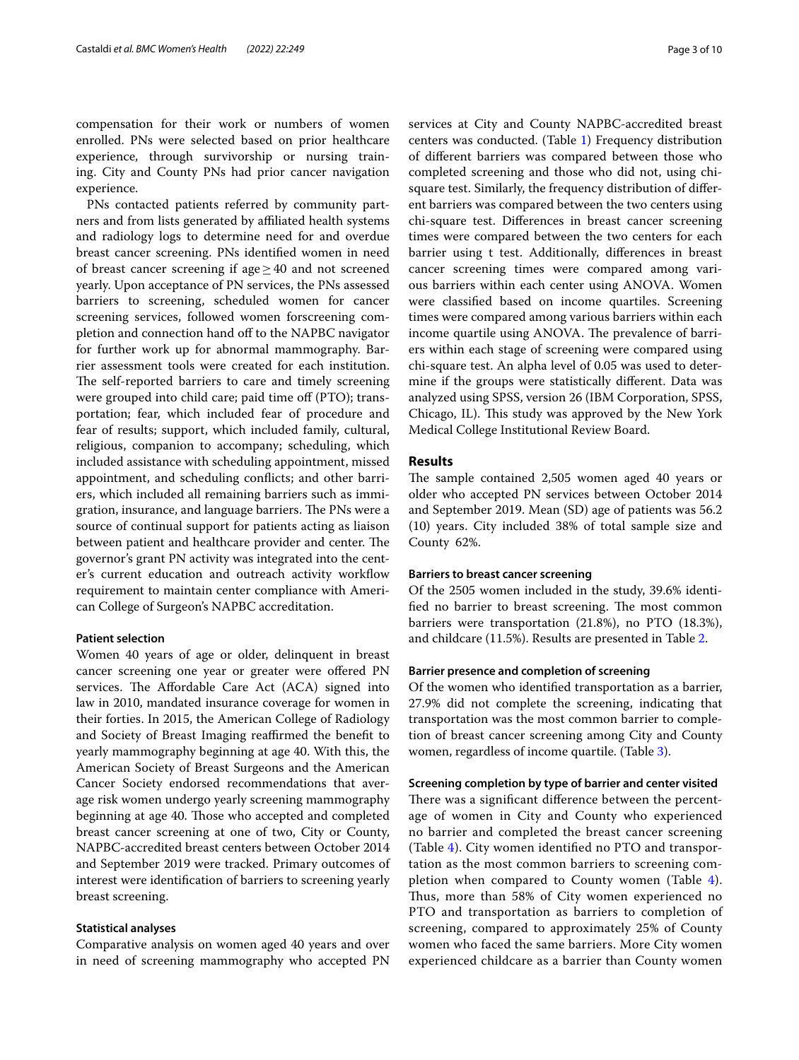compensation for their work or numbers of women enrolled. PNs were selected based on prior healthcare experience, through survivorship or nursing training. City and County PNs had prior cancer navigation experience.

PNs contacted patients referred by community partners and from lists generated by affiliated health systems and radiology logs to determine need for and overdue breast cancer screening. PNs identified women in need of breast cancer screening if age $\geq 40$ and not screened yearly. Upon acceptance of PN services, the PNs assessed barriers to screening, scheduled women for cancer screening services, followed women forscreening completion and connection hand off to the NAPBC navigator for further work up for abnormal mammography. Barrier assessment tools were created for each institution. The self-reported barriers to care and timely screening were grouped into child care; paid time off (PTO); transportation; fear, which included fear of procedure and fear of results; support, which included family, cultural, religious, companion to accompany; scheduling, which included assistance with scheduling appointment, missed appointment, and scheduling conflicts; and other barriers, which included all remaining barriers such as immigration, insurance, and language barriers. The PNs were a source of continual support for patients acting as liaison between patient and healthcare provider and center. The governor's grant PN activity was integrated into the center's current education and outreach activity workflow requirement to maintain center compliance with American College of Surgeon's NAPBC accreditation.

### Patient selection

Women 40 years of age or older, delinquent in breast cancer screening one year or greater were offered PN services. The Affordable Care Act (ACA) signed into law in 2010, mandated insurance coverage for women in their forties. In 2015, the American College of Radiology and Society of Breast Imaging reaffirmed the benefit to yearly mammography beginning at age 40. With this, the American Society of Breast Surgeons and the American Cancer Society endorsed recommendations that average risk women undergo yearly screening mammography beginning at age 40. Those who accepted and completed breast cancer screening at one of two, City or County, NAPBC-accredited breast centers between October 2014 and September 2019 were tracked. Primary outcomes of interest were identification of barriers to screening yearly breast screening.

### Statistical analyses

Comparative analysis on women aged 40 years and over in need of screening mammography who accepted PN services at City and County NAPBC-accredited breast centers was conducted. (Table 1) Frequency distribution of different barriers was compared between those who completed screening and those who did not, using chi-square test. Similarly, the frequency distribution of different barriers was compared between the two centers using chi-square test. Differences in breast cancer screening times were compared between the two centers for each barrier using t test. Additionally, differences in breast cancer screening times were compared among various barriers within each center using ANOVA. Women were classified based on income quartiles. Screening times were compared among various barriers within each income quartile using ANOVA. The prevalence of barriers within each stage of screening were compared using chi-square test. An alpha level of 0.05 was used to determine if the groups were statistically different. Data was analyzed using SPSS, version 26 (IBM Corporation, SPSS, Chicago, IL). This study was approved by the New York Medical College Institutional Review Board.

## Results

The sample contained 2,505 women aged 40 years or older who accepted PN services between October 2014 and September 2019. Mean (SD) age of patients was 56.2 (10) years. City included 38% of total sample size and County 62%.

### Barriers to breast cancer screening

Of the 2505 women included in the study, 39.6% identified no barrier to breast screening. The most common barriers were transportation (21.8%), no PTO (18.3%), and childcare (11.5%). Results are presented in Table 2.

### Barrier presence and completion of screening

Of the women who identified transportation as a barrier, 27.9% did not complete the screening, indicating that transportation was the most common barrier to completion of breast cancer screening among City and County women, regardless of income quartile. (Table 3).

### Screening completion by type of barrier and center visited

There was a significant difference between the percentage of women in City and County who experienced no barrier and completed the breast cancer screening (Table 4). City women identified no PTO and transportation as the most common barriers to screening completion when compared to County women (Table 4). Thus, more than 58% of City women experienced no PTO and transportation as barriers to completion of screening, compared to approximately 25% of County women who faced the same barriers. More City women experienced childcare as a barrier than County women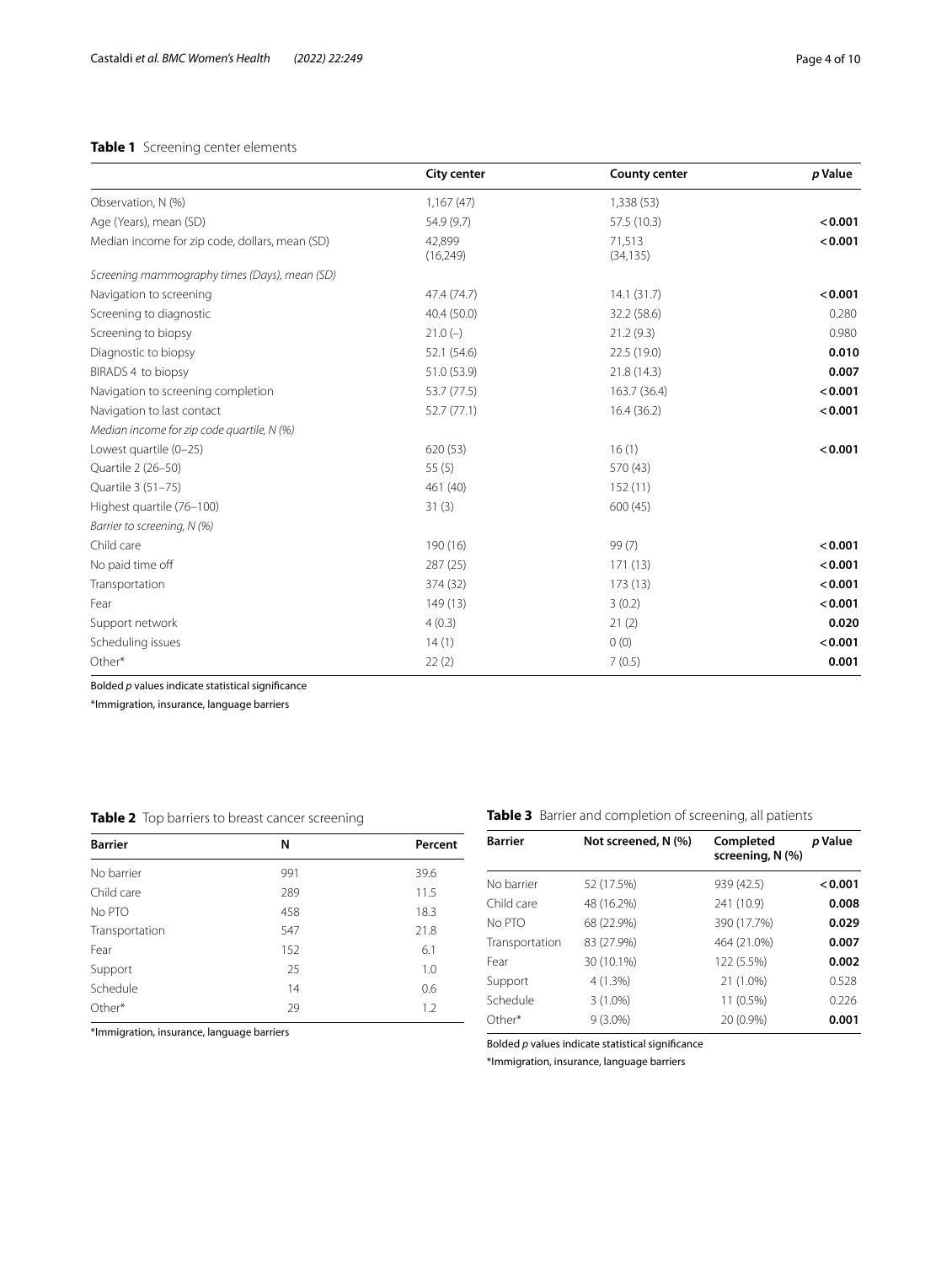**Table 1** Screening center elements

| | City center | County center | p Value |
|---|---|---|---|
| Observation, N (%) | 1,167 (47) | 1,338 (53) | |
| Age (Years), mean (SD) | 54.9 (9.7) | 57.5 (10.3) | **< 0.001** |
| Median income for zip code, dollars, mean (SD) | 42,899 (16,249) | 71,513 (34,135) | **< 0.001** |
| *Screening mammography times (Days), mean (SD)* | | | |
| Navigation to screening | 47.4 (74.7) | 14.1 (31.7) | **< 0.001** |
| Screening to diagnostic | 40.4 (50.0) | 32.2 (58.6) | 0.280 |
| Screening to biopsy | 21.0 (–) | 21.2 (9.3) | 0.980 |
| Diagnostic to biopsy | 52.1 (54.6) | 22.5 (19.0) | **0.010** |
| BIRADS 4 to biopsy | 51.0 (53.9) | 21.8 (14.3) | **0.007** |
| Navigation to screening completion | 53.7 (77.5) | 163.7 (36.4) | **< 0.001** |
| Navigation to last contact | 52.7 (77.1) | 16.4 (36.2) | **< 0.001** |
| *Median income for zip code quartile, N (%)* | | | |
| Lowest quartile (0–25) | 620 (53) | 16 (1) | **< 0.001** |
| Quartile 2 (26–50) | 55 (5) | 570 (43) | |
| Quartile 3 (51–75) | 461 (40) | 152 (11) | |
| Highest quartile (76–100) | 31 (3) | 600 (45) | |
| *Barrier to screening, N (%)* | | | |
| Child care | 190 (16) | 99 (7) | **< 0.001** |
| No paid time off | 287 (25) | 171 (13) | **< 0.001** |
| Transportation | 374 (32) | 173 (13) | **< 0.001** |
| Fear | 149 (13) | 3 (0.2) | **< 0.001** |
| Support network | 4 (0.3) | 21 (2) | **0.020** |
| Scheduling issues | 14 (1) | 0 (0) | **< 0.001** |
| Other* | 22 (2) | 7 (0.5) | **0.001** |

Bolded *p* values indicate statistical significance

*Immigration, insurance, language barriers

**Table 2** Top barriers to breast cancer screening

| Barrier | N | Percent |
|---|---|---|
| No barrier | 991 | 39.6 |
| Child care | 289 | 11.5 |
| No PTO | 458 | 18.3 |
| Transportation | 547 | 21.8 |
| Fear | 152 | 6.1 |
| Support | 25 | 1.0 |
| Schedule | 14 | 0.6 |
| Other* | 29 | 1.2 |

*Immigration, insurance, language barriers

**Table 3** Barrier and completion of screening, all patients

| Barrier | Not screened, N (%) | Completed screening, N (%) | p Value |
|---|---|---|---|
| No barrier | 52 (17.5%) | 939 (42.5) | **< 0.001** |
| Child care | 48 (16.2%) | 241 (10.9) | **0.008** |
| No PTO | 68 (22.9%) | 390 (17.7%) | **0.029** |
| Transportation | 83 (27.9%) | 464 (21.0%) | **0.007** |
| Fear | 30 (10.1%) | 122 (5.5%) | **0.002** |
| Support | 4 (1.3%) | 21 (1.0%) | 0.528 |
| Schedule | 3 (1.0%) | 11 (0.5%) | 0.226 |
| Other* | 9 (3.0%) | 20 (0.9%) | **0.001** |

Bolded *p* values indicate statistical significance

*Immigration, insurance, language barriers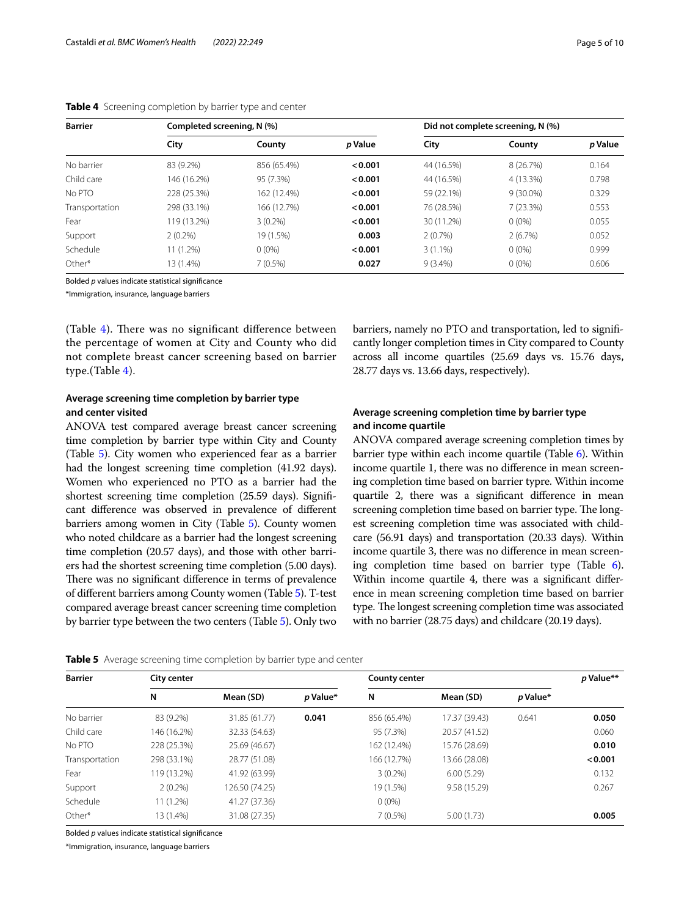**Table 4** Screening completion by barrier type and center

| Barrier | Completed screening, N (%) | | | Did not complete screening, N (%) | | |
|---|---|---|---|---|---|---|
| | City | County | *p* Value | City | County | *p* Value |
| No barrier | 83 (9.2%) | 856 (65.4%) | **< 0.001** | 44 (16.5%) | 8 (26.7%) | 0.164 |
| Child care | 146 (16.2%) | 95 (7.3%) | **< 0.001** | 44 (16.5%) | 4 (13.3%) | 0.798 |
| No PTO | 228 (25.3%) | 162 (12.4%) | **< 0.001** | 59 (22.1%) | 9 (30.0%) | 0.329 |
| Transportation | 298 (33.1%) | 166 (12.7%) | **< 0.001** | 76 (28.5%) | 7 (23.3%) | 0.553 |
| Fear | 119 (13.2%) | 3 (0.2%) | **< 0.001** | 30 (11.2%) | 0 (0%) | 0.055 |
| Support | 2 (0.2%) | 19 (1.5%) | **0.003** | 2 (0.7%) | 2 (6.7%) | 0.052 |
| Schedule | 11 (1.2%) | 0 (0%) | **< 0.001** | 3 (1.1%) | 0 (0%) | 0.999 |
| Other* | 13 (1.4%) | 7 (0.5%) | **0.027** | 9 (3.4%) | 0 (0%) | 0.606 |

Bolded *p* values indicate statistical significance

*Immigration, insurance, language barriers

(Table 4). There was no significant difference between the percentage of women at City and County who did not complete breast cancer screening based on barrier type.(Table 4).

### Average screening time completion by barrier type and center visited

ANOVA test compared average breast cancer screening time completion by barrier type within City and County (Table 5). City women who experienced fear as a barrier had the longest screening time completion (41.92 days). Women who experienced no PTO as a barrier had the shortest screening time completion (25.59 days). Significant difference was observed in prevalence of different barriers among women in City (Table 5). County women who noted childcare as a barrier had the longest screening time completion (20.57 days), and those with other barriers had the shortest screening time completion (5.00 days). There was no significant difference in terms of prevalence of different barriers among County women (Table 5). T-test compared average breast cancer screening time completion by barrier type between the two centers (Table 5). Only two barriers, namely no PTO and transportation, led to significantly longer completion times in City compared to County across all income quartiles (25.69 days vs. 15.76 days, 28.77 days vs. 13.66 days, respectively).

### Average screening completion time by barrier type and income quartile

ANOVA compared average screening completion times by barrier type within each income quartile (Table 6). Within income quartile 1, there was no difference in mean screening completion time based on barrier typre. Within income quartile 2, there was a significant difference in mean screening completion time based on barrier type. The longest screening completion time was associated with childcare (56.91 days) and transportation (20.33 days). Within income quartile 3, there was no difference in mean screening completion time based on barrier type (Table 6). Within income quartile 4, there was a significant difference in mean screening completion time based on barrier type. The longest screening completion time was associated with no barrier (28.75 days) and childcare (20.19 days).

**Table 5** Average screening time completion by barrier type and center

| Barrier | City center | | | County center | | | *p* Value** |
|---|---|---|---|---|---|---|---|
| | N | Mean (SD) | *p* Value* | N | Mean (SD) | *p* Value* | |
| No barrier | 83 (9.2%) | 31.85 (61.77) | **0.041** | 856 (65.4%) | 17.37 (39.43) | 0.641 | **0.050** |
| Child care | 146 (16.2%) | 32.33 (54.63) | | 95 (7.3%) | 20.57 (41.52) | | 0.060 |
| No PTO | 228 (25.3%) | 25.69 (46.67) | | 162 (12.4%) | 15.76 (28.69) | | **0.010** |
| Transportation | 298 (33.1%) | 28.77 (51.08) | | 166 (12.7%) | 13.66 (28.08) | | **< 0.001** |
| Fear | 119 (13.2%) | 41.92 (63.99) | | 3 (0.2%) | 6.00 (5.29) | | 0.132 |
| Support | 2 (0.2%) | 126.50 (74.25) | | 19 (1.5%) | 9.58 (15.29) | | 0.267 |
| Schedule | 11 (1.2%) | 41.27 (37.36) | | 0 (0%) | | | |
| Other* | 13 (1.4%) | 31.08 (27.35) | | 7 (0.5%) | 5.00 (1.73) | | **0.005** |

Bolded *p* values indicate statistical significance

*Immigration, insurance, language barriers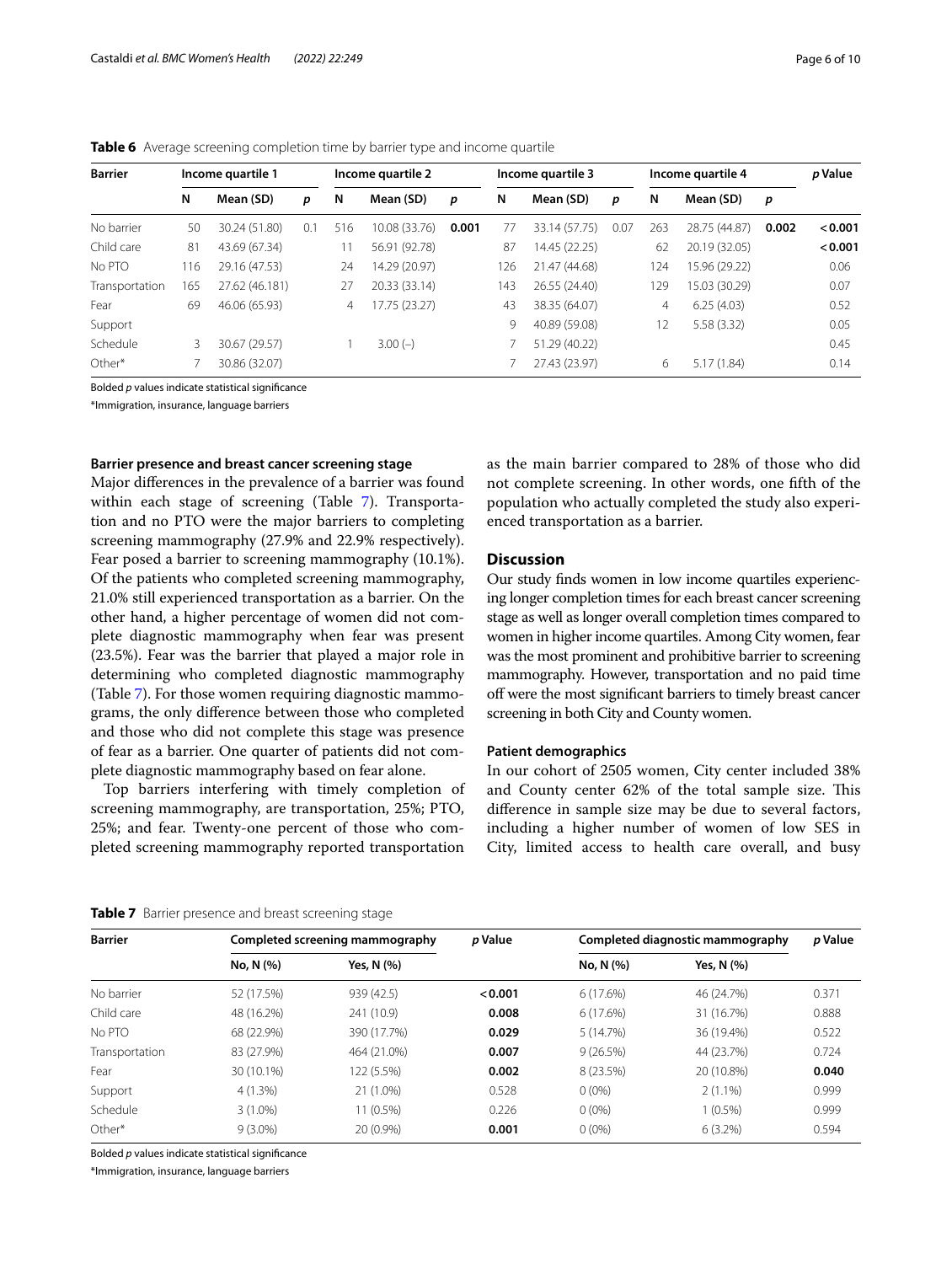**Table 6** Average screening completion time by barrier type and income quartile

| Barrier | Income quartile 1 | | | Income quartile 2 | | | Income quartile 3 | | | Income quartile 4 | | | p Value |
|---|---|---|---|---|---|---|---|---|---|---|---|---|---|
| | N | Mean (SD) | p | N | Mean (SD) | p | N | Mean (SD) | p | N | Mean (SD) | p | |
| No barrier | 50 | 30.24 (51.80) | 0.1 | 516 | 10.08 (33.76) | **0.001** | 77 | 33.14 (57.75) | 0.07 | 263 | 28.75 (44.87) | **0.002** | **<0.001** |
| Child care | 81 | 43.69 (67.34) | | 11 | 56.91 (92.78) | | 87 | 14.45 (22.25) | | 62 | 20.19 (32.05) | | **<0.001** |
| No PTO | 116 | 29.16 (47.53) | | 24 | 14.29 (20.97) | | 126 | 21.47 (44.68) | | 124 | 15.96 (29.22) | | 0.06 |
| Transportation | 165 | 27.62 (46.181) | | 27 | 20.33 (33.14) | | 143 | 26.55 (24.40) | | 129 | 15.03 (30.29) | | 0.07 |
| Fear | 69 | 46.06 (65.93) | | 4 | 17.75 (23.27) | | 43 | 38.35 (64.07) | | 4 | 6.25 (4.03) | | 0.52 |
| Support | | | | | | | 9 | 40.89 (59.08) | | 12 | 5.58 (3.32) | | 0.05 |
| Schedule | 3 | 30.67 (29.57) | | 1 | 3.00 (–) | | 7 | 51.29 (40.22) | | | | | 0.45 |
| Other* | 7 | 30.86 (32.07) | | | | | 7 | 27.43 (23.97) | | 6 | 5.17 (1.84) | | 0.14 |

Bolded p values indicate statistical significance

*Immigration, insurance, language barriers

### Barrier presence and breast cancer screening stage

Major differences in the prevalence of a barrier was found within each stage of screening (Table 7). Transportation and no PTO were the major barriers to completing screening mammography (27.9% and 22.9% respectively). Fear posed a barrier to screening mammography (10.1%). Of the patients who completed screening mammography, 21.0% still experienced transportation as a barrier. On the other hand, a higher percentage of women did not complete diagnostic mammography when fear was present (23.5%). Fear was the barrier that played a major role in determining who completed diagnostic mammography (Table 7). For those women requiring diagnostic mammograms, the only difference between those who completed and those who did not complete this stage was presence of fear as a barrier. One quarter of patients did not complete diagnostic mammography based on fear alone.

Top barriers interfering with timely completion of screening mammography, are transportation, 25%; PTO, 25%; and fear. Twenty-one percent of those who completed screening mammography reported transportation as the main barrier compared to 28% of those who did not complete screening. In other words, one fifth of the population who actually completed the study also experienced transportation as a barrier.

## Discussion

Our study finds women in low income quartiles experiencing longer completion times for each breast cancer screening stage as well as longer overall completion times compared to women in higher income quartiles. Among City women, fear was the most prominent and prohibitive barrier to screening mammography. However, transportation and no paid time off were the most significant barriers to timely breast cancer screening in both City and County women.

### Patient demographics

In our cohort of 2505 women, City center included 38% and County center 62% of the total sample size. This difference in sample size may be due to several factors, including a higher number of women of low SES in City, limited access to health care overall, and busy

**Table 7** Barrier presence and breast screening stage

| Barrier | Completed screening mammography | | p Value | Completed diagnostic mammography | | p Value |
|---|---|---|---|---|---|---|
| | No, N (%) | Yes, N (%) | | No, N (%) | Yes, N (%) | |
| No barrier | 52 (17.5%) | 939 (42.5) | **<0.001** | 6 (17.6%) | 46 (24.7%) | 0.371 |
| Child care | 48 (16.2%) | 241 (10.9) | **0.008** | 6 (17.6%) | 31 (16.7%) | 0.888 |
| No PTO | 68 (22.9%) | 390 (17.7%) | **0.029** | 5 (14.7%) | 36 (19.4%) | 0.522 |
| Transportation | 83 (27.9%) | 464 (21.0%) | **0.007** | 9 (26.5%) | 44 (23.7%) | 0.724 |
| Fear | 30 (10.1%) | 122 (5.5%) | **0.002** | 8 (23.5%) | 20 (10.8%) | **0.040** |
| Support | 4 (1.3%) | 21 (1.0%) | 0.528 | 0 (0%) | 2 (1.1%) | 0.999 |
| Schedule | 3 (1.0%) | 11 (0.5%) | 0.226 | 0 (0%) | 1 (0.5%) | 0.999 |
| Other* | 9 (3.0%) | 20 (0.9%) | **0.001** | 0 (0%) | 6 (3.2%) | 0.594 |

Bolded p values indicate statistical significance

*Immigration, insurance, language barriers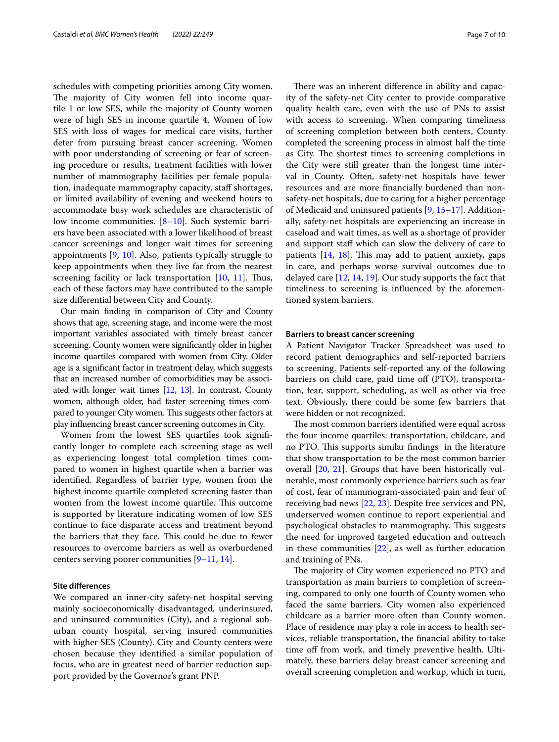schedules with competing priorities among City women. The majority of City women fell into income quartile 1 or low SES, while the majority of County women were of high SES in income quartile 4. Women of low SES with loss of wages for medical care visits, further deter from pursuing breast cancer screening. Women with poor understanding of screening or fear of screening procedure or results, treatment facilities with lower number of mammography facilities per female population, inadequate mammography capacity, staff shortages, or limited availability of evening and weekend hours to accommodate busy work schedules are characteristic of low income communities. [8–10]. Such systemic barriers have been associated with a lower likelihood of breast cancer screenings and longer wait times for screening appointments [9, 10]. Also, patients typically struggle to keep appointments when they live far from the nearest screening facility or lack transportation [10, 11]. Thus, each of these factors may have contributed to the sample size differential between City and County.

Our main finding in comparison of City and County shows that age, screening stage, and income were the most important variables associated with timely breast cancer screening. County women were significantly older in higher income quartiles compared with women from City. Older age is a significant factor in treatment delay, which suggests that an increased number of comorbidities may be associated with longer wait times [12, 13]. In contrast, County women, although older, had faster screening times compared to younger City women. This suggests other factors at play influencing breast cancer screening outcomes in City.

Women from the lowest SES quartiles took significantly longer to complete each screening stage as well as experiencing longest total completion times compared to women in highest quartile when a barrier was identified. Regardless of barrier type, women from the highest income quartile completed screening faster than women from the lowest income quartile. This outcome is supported by literature indicating women of low SES continue to face disparate access and treatment beyond the barriers that they face. This could be due to fewer resources to overcome barriers as well as overburdened centers serving poorer communities [9–11, 14].

### Site differences

We compared an inner-city safety-net hospital serving mainly socioeconomically disadvantaged, underinsured, and uninsured communities (City), and a regional suburban county hospital, serving insured communities with higher SES (County). City and County centers were chosen because they identified a similar population of focus, who are in greatest need of barrier reduction support provided by the Governor's grant PNP.

There was an inherent difference in ability and capacity of the safety-net City center to provide comparative quality health care, even with the use of PNs to assist with access to screening. When comparing timeliness of screening completion between both centers, County completed the screening process in almost half the time as City. The shortest times to screening completions in the City were still greater than the longest time interval in County. Often, safety-net hospitals have fewer resources and are more financially burdened than non-safety-net hospitals, due to caring for a higher percentage of Medicaid and uninsured patients [9, 15–17]. Additionally, safety-net hospitals are experiencing an increase in caseload and wait times, as well as a shortage of provider and support staff which can slow the delivery of care to patients [14, 18]. This may add to patient anxiety, gaps in care, and perhaps worse survival outcomes due to delayed care [12, 14, 19]. Our study supports the fact that timeliness to screening is influenced by the aforementioned system barriers.

### Barriers to breast cancer screening

A Patient Navigator Tracker Spreadsheet was used to record patient demographics and self-reported barriers to screening. Patients self-reported any of the following barriers on child care, paid time off (PTO), transportation, fear, support, scheduling, as well as other via free text. Obviously, there could be some few barriers that were hidden or not recognized.

The most common barriers identified were equal across the four income quartiles: transportation, childcare, and no PTO. This supports similar findings in the literature that show transportation to be the most common barrier overall [20, 21]. Groups that have been historically vulnerable, most commonly experience barriers such as fear of cost, fear of mammogram-associated pain and fear of receiving bad news [22, 23]. Despite free services and PN, underserved women continue to report experiential and psychological obstacles to mammography. This suggests the need for improved targeted education and outreach in these communities [22], as well as further education and training of PNs.

The majority of City women experienced no PTO and transportation as main barriers to completion of screening, compared to only one fourth of County women who faced the same barriers. City women also experienced childcare as a barrier more often than County women. Place of residence may play a role in access to health services, reliable transportation, the financial ability to take time off from work, and timely preventive health. Ultimately, these barriers delay breast cancer screening and overall screening completion and workup, which in turn,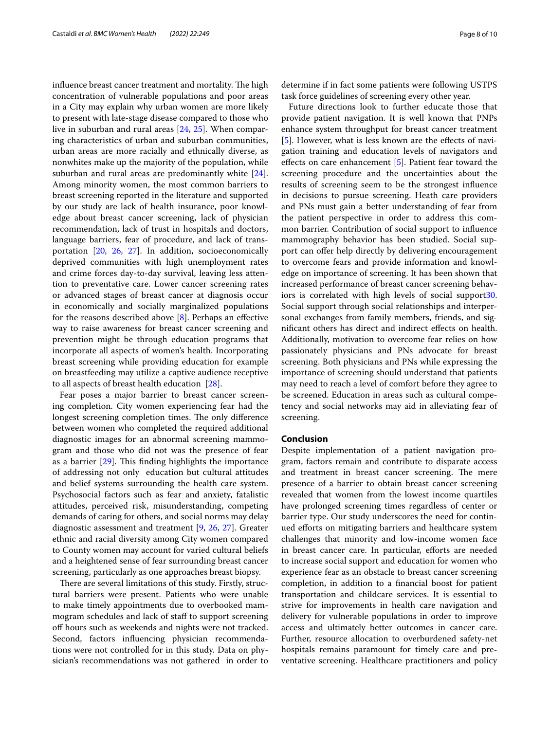influence breast cancer treatment and mortality. The high concentration of vulnerable populations and poor areas in a City may explain why urban women are more likely to present with late-stage disease compared to those who live in suburban and rural areas [24, 25]. When comparing characteristics of urban and suburban communities, urban areas are more racially and ethnically diverse, as nonwhites make up the majority of the population, while suburban and rural areas are predominantly white [24]. Among minority women, the most common barriers to breast screening reported in the literature and supported by our study are lack of health insurance, poor knowledge about breast cancer screening, lack of physician recommendation, lack of trust in hospitals and doctors, language barriers, fear of procedure, and lack of transportation [20, 26, 27]. In addition, socioeconomically deprived communities with high unemployment rates and crime forces day-to-day survival, leaving less attention to preventative care. Lower cancer screening rates or advanced stages of breast cancer at diagnosis occur in economically and socially marginalized populations for the reasons described above [8]. Perhaps an effective way to raise awareness for breast cancer screening and prevention might be through education programs that incorporate all aspects of women's health. Incorporating breast screening while providing education for example on breastfeeding may utilize a captive audience receptive to all aspects of breast health education [28].

Fear poses a major barrier to breast cancer screening completion. City women experiencing fear had the longest screening completion times. The only difference between women who completed the required additional diagnostic images for an abnormal screening mammogram and those who did not was the presence of fear as a barrier [29]. This finding highlights the importance of addressing not only education but cultural attitudes and belief systems surrounding the health care system. Psychosocial factors such as fear and anxiety, fatalistic attitudes, perceived risk, misunderstanding, competing demands of caring for others, and social norms may delay diagnostic assessment and treatment [9, 26, 27]. Greater ethnic and racial diversity among City women compared to County women may account for varied cultural beliefs and a heightened sense of fear surrounding breast cancer screening, particularly as one approaches breast biopsy.

There are several limitations of this study. Firstly, structural barriers were present. Patients who were unable to make timely appointments due to overbooked mammogram schedules and lack of staff to support screening off hours such as weekends and nights were not tracked. Second, factors influencing physician recommendations were not controlled for in this study. Data on physician's recommendations was not gathered in order to determine if in fact some patients were following USTPS task force guidelines of screening every other year.

Future directions look to further educate those that provide patient navigation. It is well known that PNPs enhance system throughput for breast cancer treatment [5]. However, what is less known are the effects of navigation training and education levels of navigators and effects on care enhancement [5]. Patient fear toward the screening procedure and the uncertainties about the results of screening seem to be the strongest influence in decisions to pursue screening. Heath care providers and PNs must gain a better understanding of fear from the patient perspective in order to address this common barrier. Contribution of social support to influence mammography behavior has been studied. Social support can offer help directly by delivering encouragement to overcome fears and provide information and knowledge on importance of screening. It has been shown that increased performance of breast cancer screening behaviors is correlated with high levels of social support30. Social support through social relationships and interpersonal exchanges from family members, friends, and significant others has direct and indirect effects on health. Additionally, motivation to overcome fear relies on how passionately physicians and PNs advocate for breast screening. Both physicians and PNs while expressing the importance of screening should understand that patients may need to reach a level of comfort before they agree to be screened. Education in areas such as cultural competency and social networks may aid in alleviating fear of screening.

## Conclusion

Despite implementation of a patient navigation program, factors remain and contribute to disparate access and treatment in breast cancer screening. The mere presence of a barrier to obtain breast cancer screening revealed that women from the lowest income quartiles have prolonged screening times regardless of center or barrier type. Our study underscores the need for continued efforts on mitigating barriers and healthcare system challenges that minority and low-income women face in breast cancer care. In particular, efforts are needed to increase social support and education for women who experience fear as an obstacle to breast cancer screening completion, in addition to a financial boost for patient transportation and childcare services. It is essential to strive for improvements in health care navigation and delivery for vulnerable populations in order to improve access and ultimately better outcomes in cancer care. Further, resource allocation to overburdened safety-net hospitals remains paramount for timely care and preventative screening. Healthcare practitioners and policy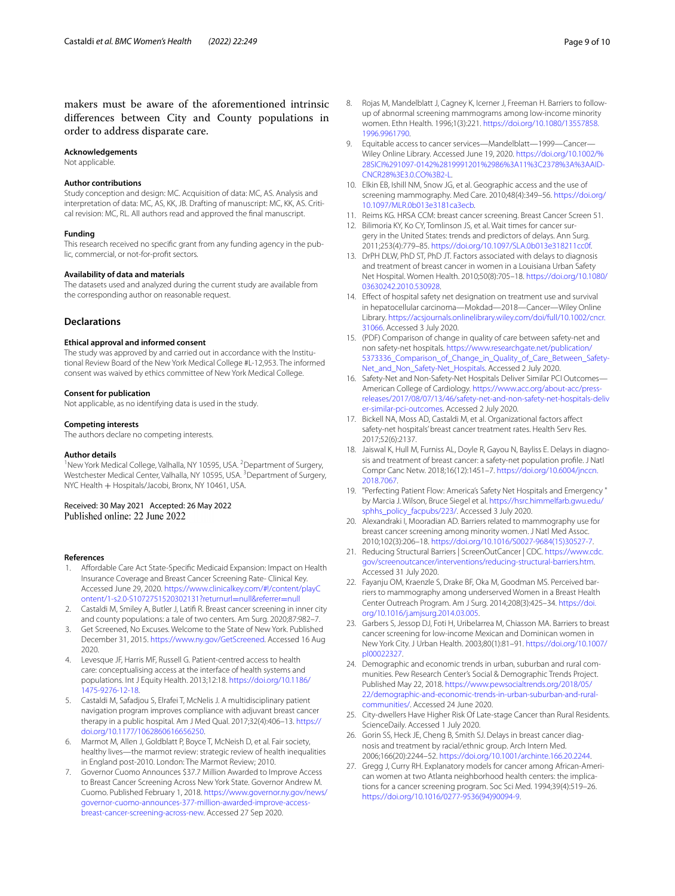makers must be aware of the aforementioned intrinsic differences between City and County populations in order to address disparate care.

**Acknowledgements**

Not applicable.

**Author contributions**

Study conception and design: MC. Acquisition of data: MC, AS. Analysis and interpretation of data: MC, AS, KK, JB. Drafting of manuscript: MC, KK, AS. Critical revision: MC, RL. All authors read and approved the final manuscript.

**Funding**

This research received no specific grant from any funding agency in the public, commercial, or not-for-profit sectors.

**Availability of data and materials**

The datasets used and analyzed during the current study are available from the corresponding author on reasonable request.

## Declarations

**Ethical approval and informed consent**

The study was approved by and carried out in accordance with the Institutional Review Board of the New York Medical College #L-12,953. The informed consent was waived by ethics committee of New York Medical College.

**Consent for publication**

Not applicable, as no identifying data is used in the study.

**Competing interests**

The authors declare no competing interests.

**Author details**

[1]New York Medical College, Valhalla, NY 10595, USA. [2]Department of Surgery, Westchester Medical Center, Valhalla, NY 10595, USA. [3]Department of Surgery, NYC Health + Hospitals/Jacobi, Bronx, NY 10461, USA.

Received: 30 May 2021 Accepted: 26 May 2022
Published online: 22 June 2022

**References**

1. Affordable Care Act State-Specific Medicaid Expansion: Impact on Health Insurance Coverage and Breast Cancer Screening Rate- Clinical Key. Accessed June 29, 2020. https://www.clinicalkey.com/#!/content/playContent/1-s2.0-S1072751520302131?returnurl=null&referrer=null
2. Castaldi M, Smiley A, Butler J, Latifi R. Breast cancer screening in inner city and county populations: a tale of two centers. Am Surg. 2020;87:982–7.
3. Get Screened, No Excuses. Welcome to the State of New York. Published December 31, 2015. https://www.ny.gov/GetScreened. Accessed 16 Aug 2020.
4. Levesque JF, Harris MF, Russell G. Patient-centred access to health care: conceptualising access at the interface of health systems and populations. Int J Equity Health. 2013;12:18. https://doi.org/10.1186/1475-9276-12-18.
5. Castaldi M, Safadjou S, Elrafei T, McNelis J. A multidisciplinary patient navigation program improves compliance with adjuvant breast cancer therapy in a public hospital. Am J Med Qual. 2017;32(4):406–13. https://doi.org/10.1177/1062860616656250.
6. Marmot M, Allen J, Goldblatt P, Boyce T, McNeish D, et al. Fair society, healthy lives—the marmot review: strategic review of health inequalities in England post-2010. London: The Marmot Review; 2010.
7. Governor Cuomo Announces $37.7 Million Awarded to Improve Access to Breast Cancer Screening Across New York State. Governor Andrew M. Cuomo. Published February 1, 2018. https://www.governor.ny.gov/news/governor-cuomo-announces-377-million-awarded-improve-access-breast-cancer-screening-across-new. Accessed 27 Sep 2020.
8. Rojas M, Mandelblatt J, Cagney K, Icerner J, Freeman H. Barriers to follow-up of abnormal screening mammograms among low-income minority women. Ethn Health. 1996;1(3):221. https://doi.org/10.1080/13557858.1996.9961790.
9. Equitable access to cancer services—Mandelblatt—1999—Cancer—Wiley Online Library. Accessed June 19, 2020. https://doi.org/10.1002/%28SICI%291097-0142%2819991201%2986%3A11%3C2378%3A%3AAID-CNCR28%3E3.0.CO%3B2-L.
10. Elkin EB, Ishill NM, Snow JG, et al. Geographic access and the use of screening mammography. Med Care. 2010;48(4):349–56. https://doi.org/10.1097/MLR.0b013e3181ca3ecb.
11. Reims KG. HRSA CCM: breast cancer screening. Breast Cancer Screen 51.
12. Bilimoria KY, Ko CY, Tomlinson JS, et al. Wait times for cancer surgery in the United States: trends and predictors of delays. Ann Surg. 2011;253(4):779–85. https://doi.org/10.1097/SLA.0b013e318211cc0f.
13. DrPH DLW, PhD ST, PhD JT. Factors associated with delays to diagnosis and treatment of breast cancer in women in a Louisiana Urban Safety Net Hospital. Women Health. 2010;50(8):705–18. https://doi.org/10.1080/03630242.2010.530928.
14. Effect of hospital safety net designation on treatment use and survival in hepatocellular carcinoma—Mokdad—2018—Cancer—Wiley Online Library. https://acsjournals.onlinelibrary.wiley.com/doi/full/10.1002/cncr.31066. Accessed 3 July 2020.
15. (PDF) Comparison of change in quality of care between safety-net and non safety-net hospitals. https://www.researchgate.net/publication/5373336_Comparison_of_Change_in_Quality_of_Care_Between_Safety-Net_and_Non_Safety-Net_Hospitals. Accessed 2 July 2020.
16. Safety-Net and Non-Safety-Net Hospitals Deliver Similar PCI Outcomes—American College of Cardiology. https://www.acc.org/about-acc/press-releases/2017/08/07/13/46/safety-net-and-non-safety-net-hospitals-deliver-similar-pci-outcomes. Accessed 2 July 2020.
17. Bickell NA, Moss AD, Castaldi M, et al. Organizational factors affect safety-net hospitals' breast cancer treatment rates. Health Serv Res. 2017;52(6):2137.
18. Jaiswal K, Hull M, Furniss AL, Doyle R, Gayou N, Bayliss E. Delays in diagnosis and treatment of breast cancer: a safety-net population profile. J Natl Compr Canc Netw. 2018;16(12):1451–7. https://doi.org/10.6004/jnccn.2018.7067.
19. "Perfecting Patient Flow: America's Safety Net Hospitals and Emergency " by Marcia J. Wilson, Bruce Siegel et al. https://hsrc.himmelfarb.gwu.edu/sphhs_policy_facpubs/223/. Accessed 3 July 2020.
20. Alexandraki I, Mooradian AD. Barriers related to mammography use for breast cancer screening among minority women. J Natl Med Assoc. 2010;102(3):206–18. https://doi.org/10.1016/S0027-9684(15)30527-7.
21. Reducing Structural Barriers | ScreenOutCancer | CDC. https://www.cdc.gov/screenoutcancer/interventions/reducing-structural-barriers.htm. Accessed 31 July 2020.
22. Fayanju OM, Kraenzle S, Drake BF, Oka M, Goodman MS. Perceived barriers to mammography among underserved Women in a Breast Health Center Outreach Program. Am J Surg. 2014;208(3):425–34. https://doi.org/10.1016/j.amjsurg.2014.03.005.
23. Garbers S, Jessop DJ, Foti H, Uribelarrea M, Chiasson MA. Barriers to breast cancer screening for low-income Mexican and Dominican women in New York City. J Urban Health. 2003;80(1):81–91. https://doi.org/10.1007/pl00022327.
24. Demographic and economic trends in urban, suburban and rural communities. Pew Research Center's Social & Demographic Trends Project. Published May 22, 2018. https://www.pewsocialtrends.org/2018/05/22/demographic-and-economic-trends-in-urban-suburban-and-rural-communities/. Accessed 24 June 2020.
25. City-dwellers Have Higher Risk Of Late-stage Cancer than Rural Residents. ScienceDaily. Accessed 1 July 2020.
26. Gorin SS, Heck JE, Cheng B, Smith SJ. Delays in breast cancer diagnosis and treatment by racial/ethnic group. Arch Intern Med. 2006;166(20):2244–52. https://doi.org/10.1001/archinte.166.20.2244.
27. Gregg J, Curry RH. Explanatory models for cancer among African-American women at two Atlanta neighborhood health centers: the implications for a cancer screening program. Soc Sci Med. 1994;39(4):519–26. https://doi.org/10.1016/0277-9536(94)90094-9.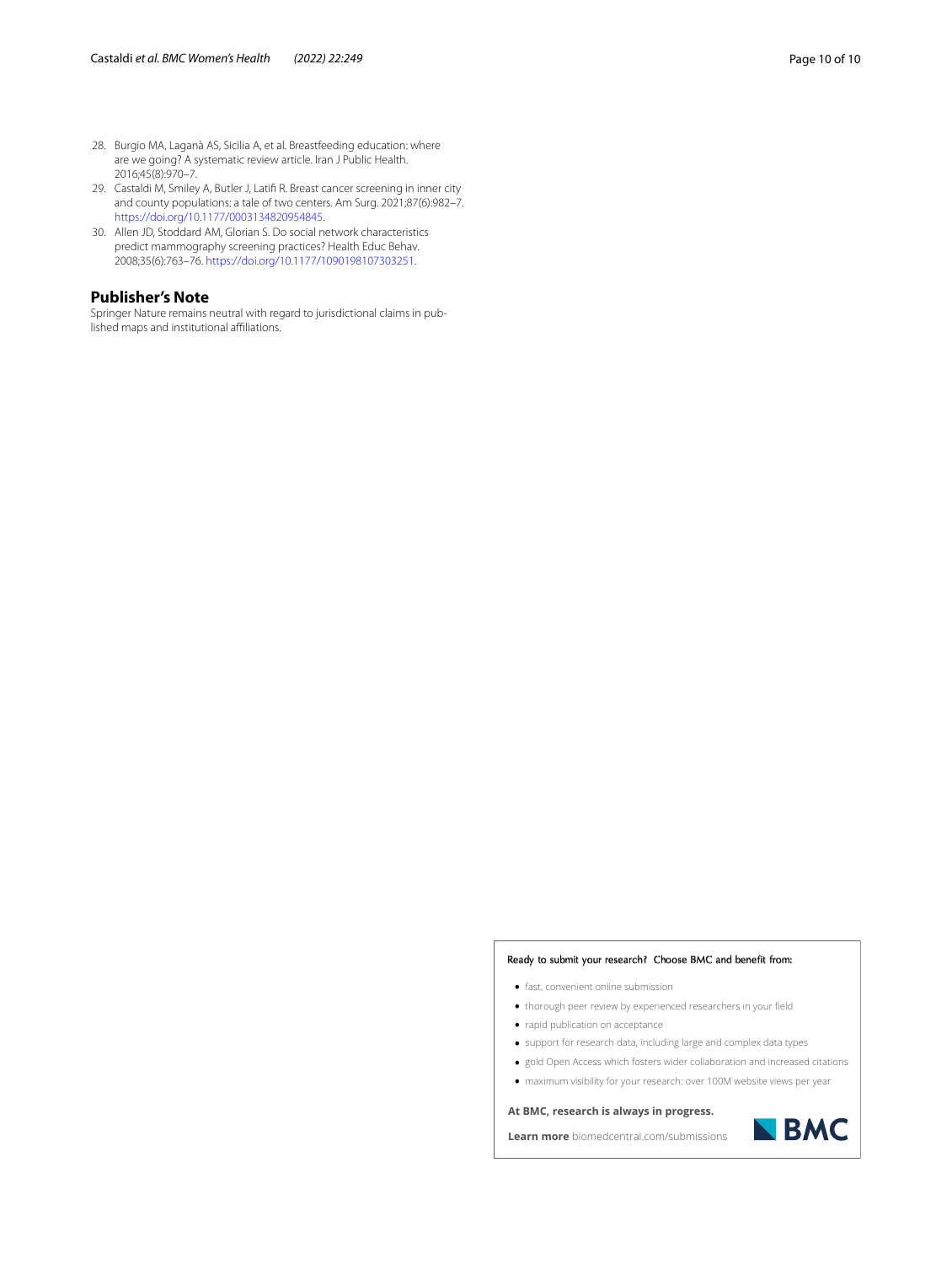28. Burgio MA, Laganà AS, Sicilia A, et al. Breastfeeding education: where are we going? A systematic review article. Iran J Public Health. 2016;45(8):970–7.
29. Castaldi M, Smiley A, Butler J, Latifi R. Breast cancer screening in inner city and county populations: a tale of two centers. Am Surg. 2021;87(6):982–7. https://doi.org/10.1177/0003134820954845.
30. Allen JD, Stoddard AM, Glorian S. Do social network characteristics predict mammography screening practices? Health Educ Behav. 2008;35(6):763–76. https://doi.org/10.1177/1090198107303251.

## Publisher's Note

Springer Nature remains neutral with regard to jurisdictional claims in published maps and institutional affiliations.

Ready to submit your research? Choose BMC and benefit from:

- fast, convenient online submission
- thorough peer review by experienced researchers in your field
- rapid publication on acceptance
- support for research data, including large and complex data types
- gold Open Access which fosters wider collaboration and increased citations
- maximum visibility for your research: over 100M website views per year

**At BMC, research is always in progress.**

**Learn more** biomedcentral.com/submissions

BMC